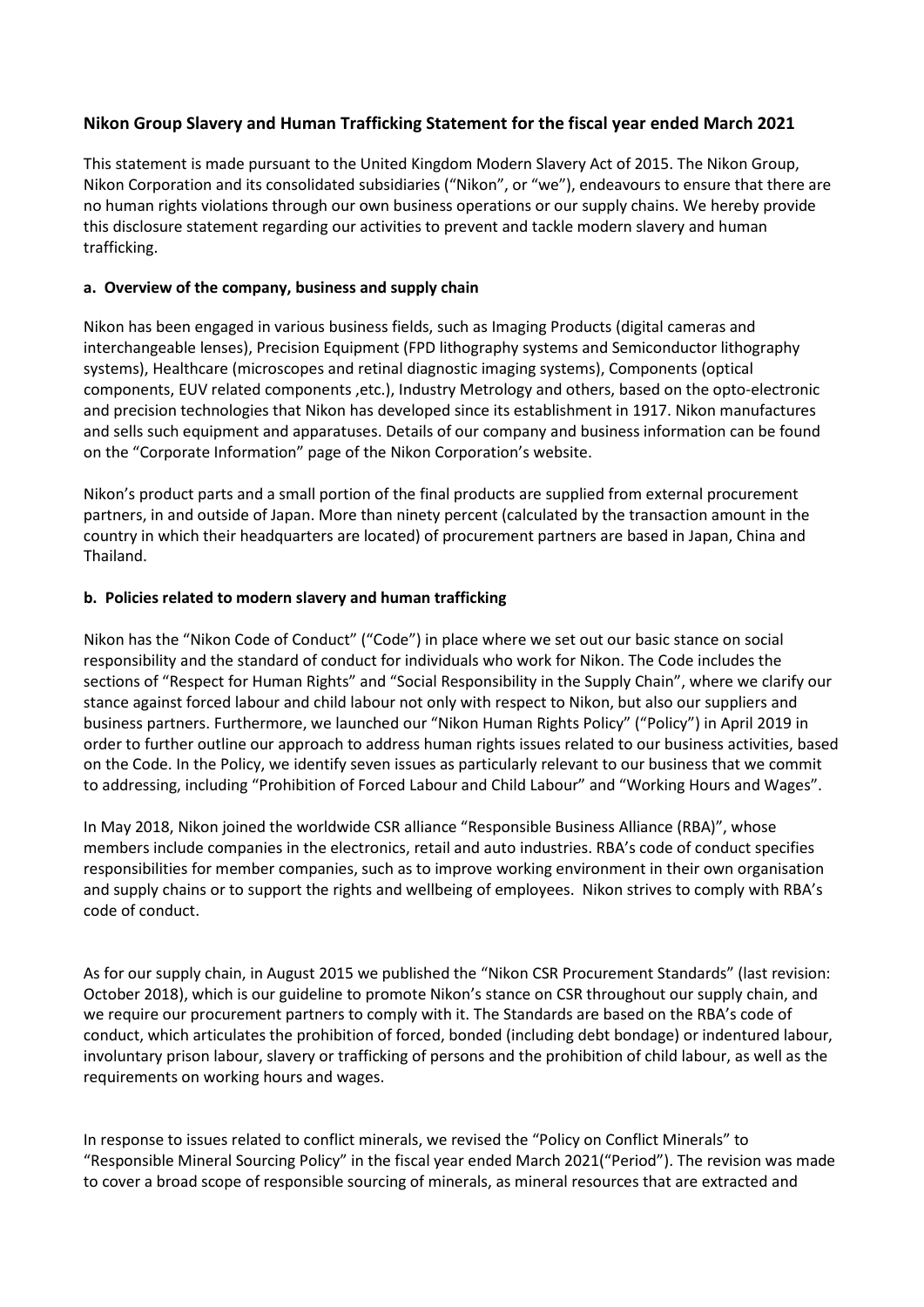# Nikon Group Slavery and Human Trafficking Statement for the fiscal year ended March 2021

This statement is made pursuant to the United Kingdom Modern Slavery Act of 2015. The Nikon Group, Nikon Corporation and its consolidated subsidiaries ("Nikon", or "we"), endeavours to ensure that there are no human rights violations through our own business operations or our supply chains. We hereby provide this disclosure statement regarding our activities to prevent and tackle modern slavery and human trafficking.

## a. Overview of the company, business and supply chain

Nikon has been engaged in various business fields, such as Imaging Products (digital cameras and interchangeable lenses), Precision Equipment (FPD lithography systems and Semiconductor lithography systems), Healthcare (microscopes and retinal diagnostic imaging systems), Components (optical components, EUV related components ,etc.), Industry Metrology and others, based on the opto-electronic and precision technologies that Nikon has developed since its establishment in 1917. Nikon manufactures and sells such equipment and apparatuses. Details of our company and business information can be found on the "Corporate Information" page of the Nikon Corporation's website.

Nikon's product parts and a small portion of the final products are supplied from external procurement partners, in and outside of Japan. More than ninety percent (calculated by the transaction amount in the country in which their headquarters are located) of procurement partners are based in Japan, China and Thailand.

## b. Policies related to modern slavery and human trafficking

Nikon has the "Nikon Code of Conduct" ("Code") in place where we set out our basic stance on social responsibility and the standard of conduct for individuals who work for Nikon. The Code includes the sections of "Respect for Human Rights" and "Social Responsibility in the Supply Chain", where we clarify our stance against forced labour and child labour not only with respect to Nikon, but also our suppliers and business partners. Furthermore, we launched our "Nikon Human Rights Policy" ("Policy") in April 2019 in order to further outline our approach to address human rights issues related to our business activities, based on the Code. In the Policy, we identify seven issues as particularly relevant to our business that we commit to addressing, including "Prohibition of Forced Labour and Child Labour" and "Working Hours and Wages".

In May 2018, Nikon joined the worldwide CSR alliance "Responsible Business Alliance (RBA)", whose members include companies in the electronics, retail and auto industries. RBA's code of conduct specifies responsibilities for member companies, such as to improve working environment in their own organisation and supply chains or to support the rights and wellbeing of employees. Nikon strives to comply with RBA's code of conduct.

As for our supply chain, in August 2015 we published the "Nikon CSR Procurement Standards" (last revision: October 2018), which is our guideline to promote Nikon's stance on CSR throughout our supply chain, and we require our procurement partners to comply with it. The Standards are based on the RBA's code of conduct, which articulates the prohibition of forced, bonded (including debt bondage) or indentured labour, involuntary prison labour, slavery or trafficking of persons and the prohibition of child labour, as well as the requirements on working hours and wages.

In response to issues related to conflict minerals, we revised the "Policy on Conflict Minerals" to "Responsible Mineral Sourcing Policy" in the fiscal year ended March 2021("Period"). The revision was made to cover a broad scope of responsible sourcing of minerals, as mineral resources that are extracted and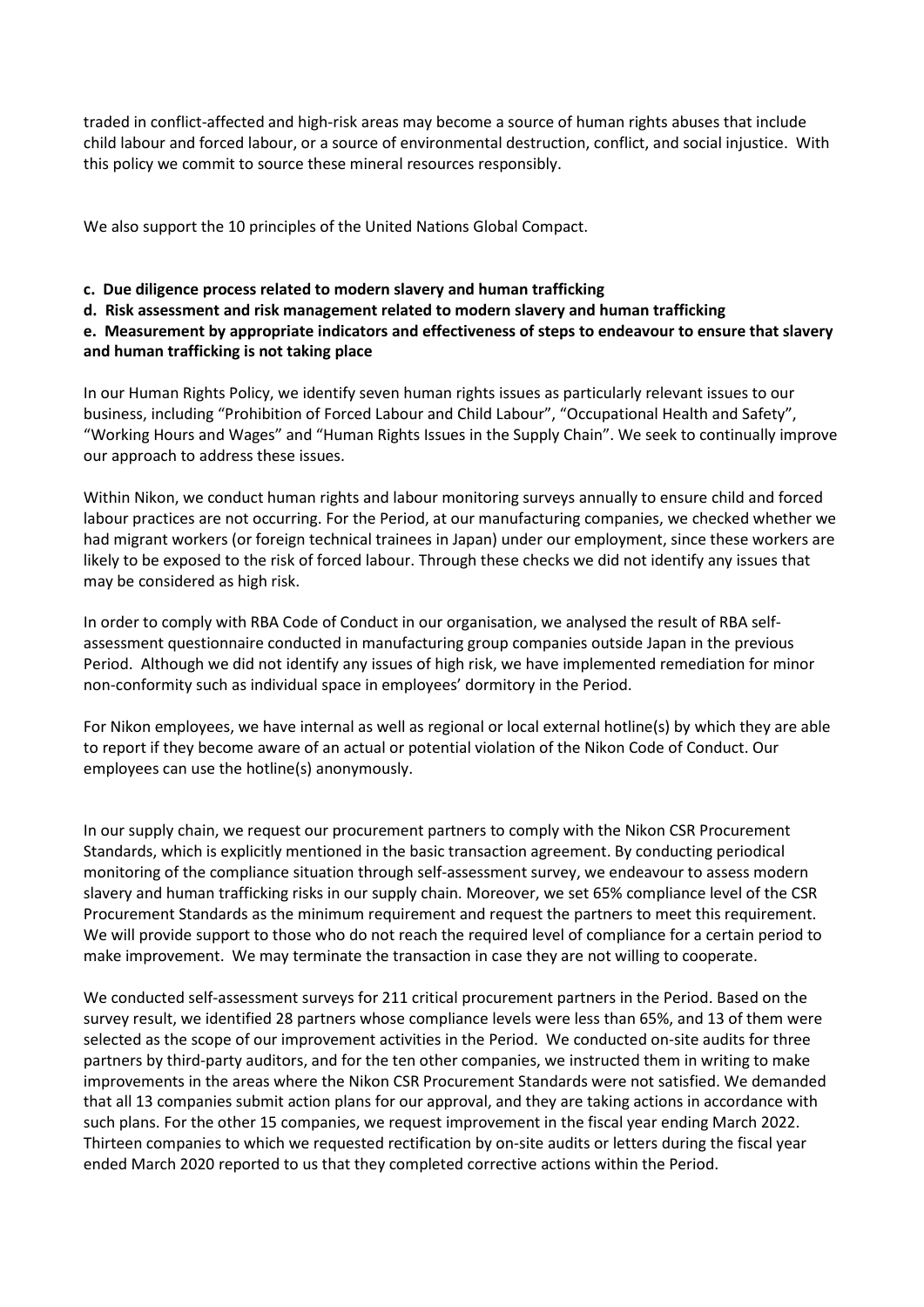traded in conflict-affected and high-risk areas may become a source of human rights abuses that include child labour and forced labour, or a source of environmental destruction, conflict, and social injustice. With this policy we commit to source these mineral resources responsibly.

We also support the 10 principles of the United Nations Global Compact.

**c. Due diligence process related to modern slavery and human trafficking**

**d. Risk assessment and risk management related to modern slavery and human trafficking**

**e. Measurement by appropriate indicators and effectiveness of steps to endeavour to ensure that slavery and human trafficking is not taking place**

In our Human Rights Policy, we identify seven human rights issues as particularly relevant issues to our business, including "Prohibition of Forced Labour and Child Labour", "Occupational Health and Safety", "Working Hours and Wages" and "Human Rights Issues in the Supply Chain". We seek to continually improve our approach to address these issues.

Within Nikon, we conduct human rights and labour monitoring surveys annually to ensure child and forced labour practices are not occurring. For the Period, at our manufacturing companies, we checked whether we had migrant workers (or foreign technical trainees in Japan) under our employment, since these workers are likely to be exposed to the risk of forced labour. Through these checks we did not identify any issues that may be considered as high risk.

In order to comply with RBA Code of Conduct in our organisation, we analysed the result of RBA self-assessment questionnaire conducted in manufacturing group companies outside Japan in the previous Period. Although we did not identify any issues of high risk, we have implemented remediation for minor non-conformity such as individual space in employees' dormitory in the Period.

For Nikon employees, we have internal as well as regional or local external hotline(s) by which they are able to report if they become aware of an actual or potential violation of the Nikon Code of Conduct. Our employees can use the hotline(s) anonymously.

In our supply chain, we request our procurement partners to comply with the Nikon CSR Procurement Standards, which is explicitly mentioned in the basic transaction agreement. By conducting periodical monitoring of the compliance situation through self-assessment survey, we endeavour to assess modern slavery and human trafficking risks in our supply chain. Moreover, we set 65% compliance level of the CSR Procurement Standards as the minimum requirement and request the partners to meet this requirement. We will provide support to those who do not reach the required level of compliance for a certain period to make improvement. We may terminate the transaction in case they are not willing to cooperate.

We conducted self-assessment surveys for 211 critical procurement partners in the Period. Based on the survey result, we identified 28 partners whose compliance levels were less than 65%, and 13 of them were selected as the scope of our improvement activities in the Period. We conducted on-site audits for three partners by third-party auditors, and for the ten other companies, we instructed them in writing to make improvements in the areas where the Nikon CSR Procurement Standards were not satisfied. We demanded that all 13 companies submit action plans for our approval, and they are taking actions in accordance with such plans. For the other 15 companies, we request improvement in the fiscal year ending March 2022. Thirteen companies to which we requested rectification by on-site audits or letters during the fiscal year ended March 2020 reported to us that they completed corrective actions within the Period.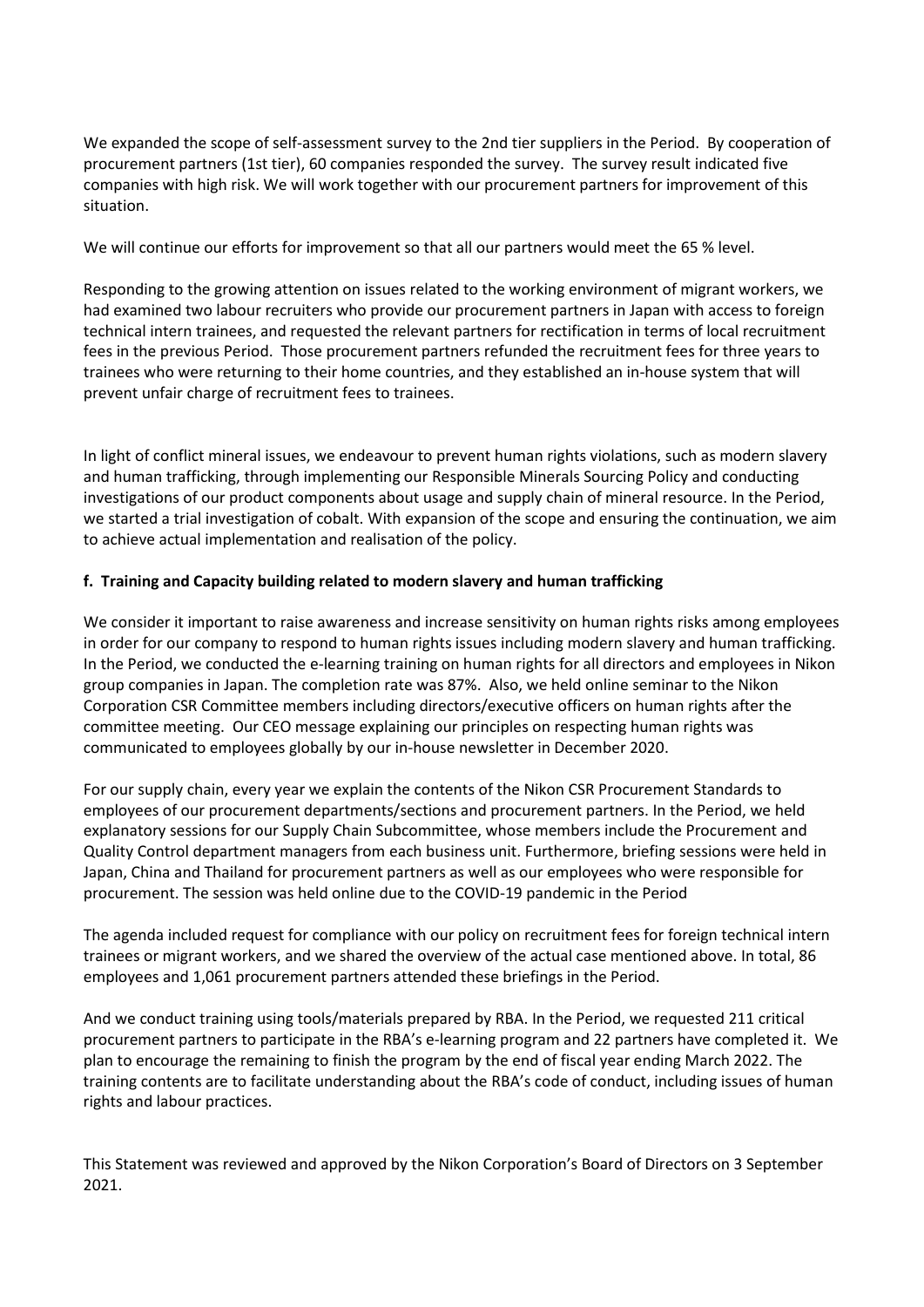We expanded the scope of self-assessment survey to the 2nd tier suppliers in the Period. By cooperation of procurement partners (1st tier), 60 companies responded the survey. The survey result indicated five companies with high risk. We will work together with our procurement partners for improvement of this situation.

We will continue our efforts for improvement so that all our partners would meet the 65 % level.

Responding to the growing attention on issues related to the working environment of migrant workers, we had examined two labour recruiters who provide our procurement partners in Japan with access to foreign technical intern trainees, and requested the relevant partners for rectification in terms of local recruitment fees in the previous Period. Those procurement partners refunded the recruitment fees for three years to trainees who were returning to their home countries, and they established an in-house system that will prevent unfair charge of recruitment fees to trainees.

In light of conflict mineral issues, we endeavour to prevent human rights violations, such as modern slavery and human trafficking, through implementing our Responsible Minerals Sourcing Policy and conducting investigations of our product components about usage and supply chain of mineral resource. In the Period, we started a trial investigation of cobalt. With expansion of the scope and ensuring the continuation, we aim to achieve actual implementation and realisation of the policy.

**f. Training and Capacity building related to modern slavery and human trafficking**

We consider it important to raise awareness and increase sensitivity on human rights risks among employees in order for our company to respond to human rights issues including modern slavery and human trafficking. In the Period, we conducted the e-learning training on human rights for all directors and employees in Nikon group companies in Japan. The completion rate was 87%. Also, we held online seminar to the Nikon Corporation CSR Committee members including directors/executive officers on human rights after the committee meeting. Our CEO message explaining our principles on respecting human rights was communicated to employees globally by our in-house newsletter in December 2020.

For our supply chain, every year we explain the contents of the Nikon CSR Procurement Standards to employees of our procurement departments/sections and procurement partners. In the Period, we held explanatory sessions for our Supply Chain Subcommittee, whose members include the Procurement and Quality Control department managers from each business unit. Furthermore, briefing sessions were held in Japan, China and Thailand for procurement partners as well as our employees who were responsible for procurement. The session was held online due to the COVID-19 pandemic in the Period

The agenda included request for compliance with our policy on recruitment fees for foreign technical intern trainees or migrant workers, and we shared the overview of the actual case mentioned above. In total, 86 employees and 1,061 procurement partners attended these briefings in the Period.

And we conduct training using tools/materials prepared by RBA. In the Period, we requested 211 critical procurement partners to participate in the RBA's e-learning program and 22 partners have completed it. We plan to encourage the remaining to finish the program by the end of fiscal year ending March 2022. The training contents are to facilitate understanding about the RBA's code of conduct, including issues of human rights and labour practices.

This Statement was reviewed and approved by the Nikon Corporation's Board of Directors on 3 September 2021.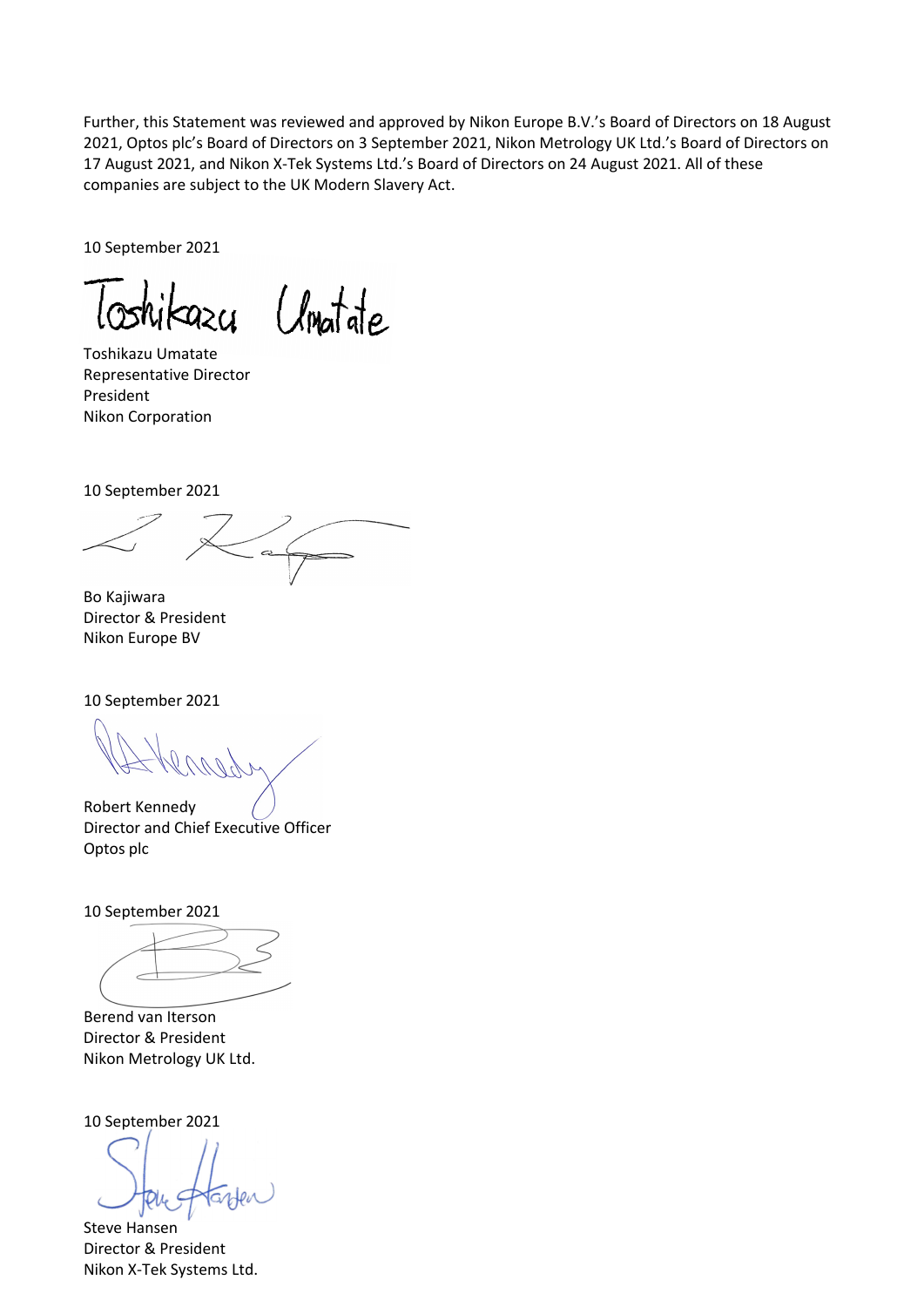Further, this Statement was reviewed and approved by Nikon Europe B.V.'s Board of Directors on 18 August 2021, Optos plc's Board of Directors on 3 September 2021, Nikon Metrology UK Ltd.'s Board of Directors on 17 August 2021, and Nikon X-Tek Systems Ltd.'s Board of Directors on 24 August 2021. All of these companies are subject to the UK Modern Slavery Act.

10 September 2021

Toshikazu Umatate
Representative Director
President
Nikon Corporation

10 September 2021

Bo Kajiwara
Director & President
Nikon Europe BV

10 September 2021

Robert Kennedy
Director and Chief Executive Officer
Optos plc

10 September 2021

Berend van Iterson
Director & President
Nikon Metrology UK Ltd.

10 September 2021

Steve Hansen
Director & President
Nikon X-Tek Systems Ltd.